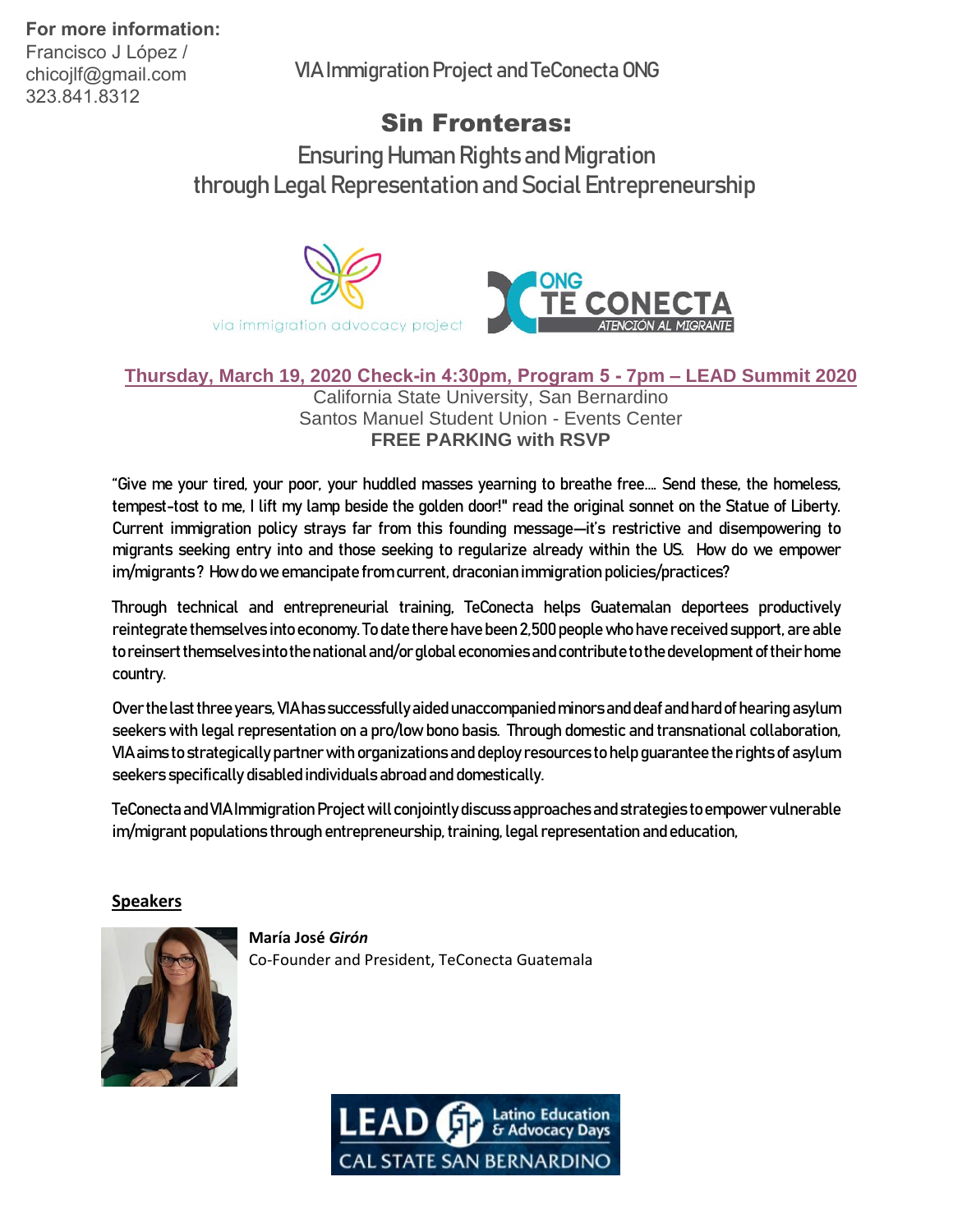**For more information:**
Francisco J López /
chicojlf@gmail.com
323.841.8312

VIA Immigration Project and TeConecta ONG

# Sin Fronteras:

## Ensuring Human Rights and Migration through Legal Representation and Social Entrepreneurship

via immigration advocacy project

ONG TE CONECTA ATENCIÓN AL MIGRANTE

**Thursday, March 19, 2020 Check-in 4:30pm, Program 5 - 7pm – LEAD Summit 2020**
California State University, San Bernardino
Santos Manuel Student Union - Events Center
**FREE PARKING with RSVP**

"Give me your tired, your poor, your huddled masses yearning to breathe free.... Send these, the homeless, tempest-tost to me, I lift my lamp beside the golden door!" read the original sonnet on the Statue of Liberty. Current immigration policy strays far from this founding message—it's restrictive and disempowering to migrants seeking entry into and those seeking to regularize already within the US. How do we empower im/migrants? How do we emancipate from current, draconian immigration policies/practices?

Through technical and entrepreneurial training, TeConecta helps Guatemalan deportees productively reintegrate themselves into economy. To date there have been 2,500 people who have received support, are able to reinsert themselves into the national and/or global economies and contribute to the development of their home country.

Over the last three years, VIA has successfully aided unaccompanied minors and deaf and hard of hearing asylum seekers with legal representation on a pro/low bono basis. Through domestic and transnational collaboration, VIA aims to strategically partner with organizations and deploy resources to help guarantee the rights of asylum seekers specifically disabled individuals abroad and domestically.

TeConecta and VIA Immigration Project will conjointly discuss approaches and strategies to empower vulnerable im/migrant populations through entrepreneurship, training, legal representation and education,

**Speakers**

**María José *Girón***
Co-Founder and President, TeConecta Guatemala

LEAD Latino Education & Advocacy Days
CAL STATE SAN BERNARDINO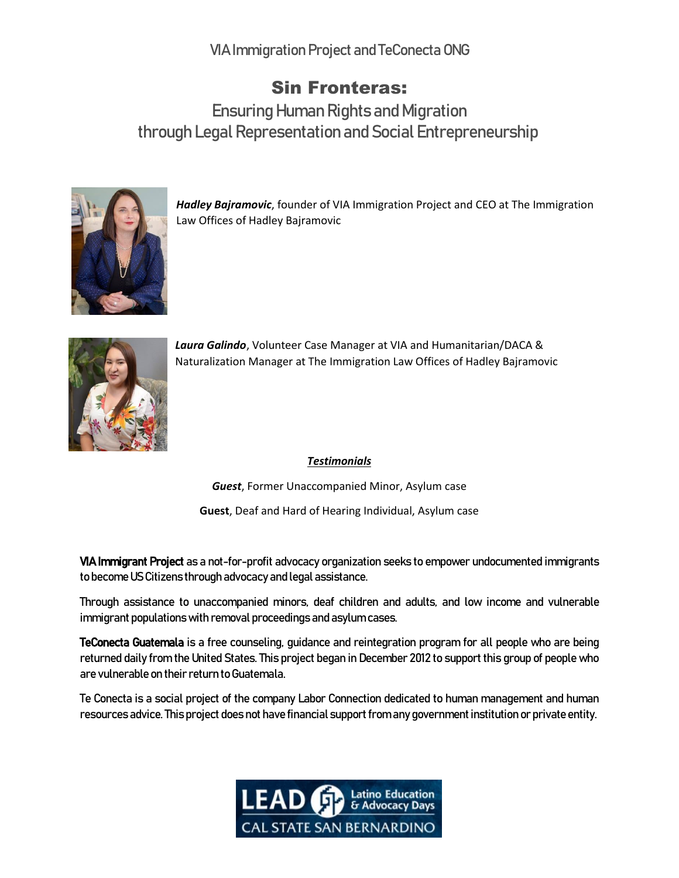VIA Immigration Project and TeConecta ONG

# Sin Fronteras:

## Ensuring Human Rights and Migration through Legal Representation and Social Entrepreneurship

***Hadley Bajramovic***, founder of VIA Immigration Project and CEO at The Immigration Law Offices of Hadley Bajramovic

***Laura Galindo***, Volunteer Case Manager at VIA and Humanitarian/DACA & Naturalization Manager at The Immigration Law Offices of Hadley Bajramovic

***Testimonials***

***Guest***, Former Unaccompanied Minor, Asylum case

**Guest**, Deaf and Hard of Hearing Individual, Asylum case

**VIA Immigrant Project** as a not-for-profit advocacy organization seeks to empower undocumented immigrants to become US Citizens through advocacy and legal assistance.

Through assistance to unaccompanied minors, deaf children and adults, and low income and vulnerable immigrant populations with removal proceedings and asylum cases.

**TeConecta Guatemala** is a free counseling, guidance and reintegration program for all people who are being returned daily from the United States. This project began in December 2012 to support this group of people who are vulnerable on their return to Guatemala.

Te Conecta is a social project of the company Labor Connection dedicated to human management and human resources advice. This project does not have financial support from any government institution or private entity.

LEAD Latino Education & Advocacy Days
CAL STATE SAN BERNARDINO